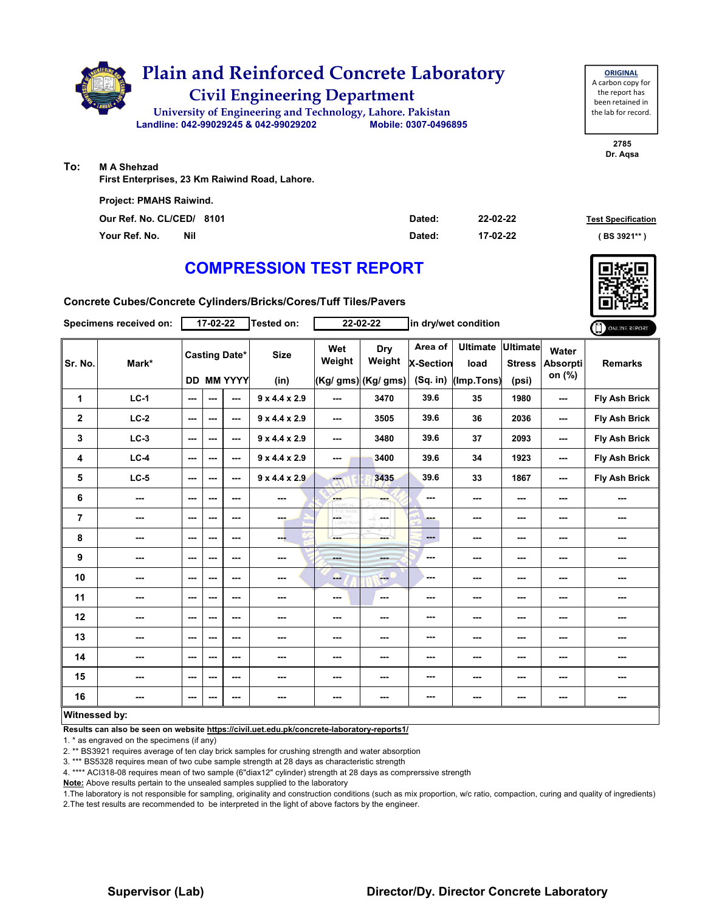# Plain and Reinforced Concrete Laboratory

## Civil Engineering Department

University of Engineering and Technology, Lahore. Pakistan

Landline: 042-99029245 & 042-99029202 Mobile: 0307-0496895

**ORIGINAL**
A carbon copy for the report has been retained in the lab for record.

2785
Dr. Aqsa

**To:** M A Shehzad
First Enterprises, 23 Km Raiwind Road, Lahore.

Project: PMAHS Raiwind.

Our Ref. No. CL/CED/ 8101 Dated: 22-02-22

Your Ref. No. Nil Dated: 17-02-22

Test Specification ( BS 3921** )

# COMPRESSION TEST REPORT

**Concrete Cubes/Concrete Cylinders/Bricks/Cores/Tuff Tiles/Pavers**

Specimens received on: 17-02-22 Tested on: 22-02-22 in dry/wet condition

| Sr. No. | Mark* | Casting Date* | | | Size | Wet Weight | Dry Weight | Area of X-Section | Ultimate load | Ultimate Stress | Water Absorption (%) | Remarks |
|---|---|---|---|---|---|---|---|---|---|---|---|---|
| | | DD | MM | YYYY | (in) | (Kg/ gms) | (Kg/ gms) | (Sq. in) | (Imp.Tons) | (psi) | | |
| 1 | LC-1 | --- | --- | --- | 9 x 4.4 x 2.9 | --- | 3470 | 39.6 | 35 | 1980 | --- | Fly Ash Brick |
| 2 | LC-2 | --- | --- | --- | 9 x 4.4 x 2.9 | --- | 3505 | 39.6 | 36 | 2036 | --- | Fly Ash Brick |
| 3 | LC-3 | --- | --- | --- | 9 x 4.4 x 2.9 | --- | 3480 | 39.6 | 37 | 2093 | --- | Fly Ash Brick |
| 4 | LC-4 | --- | --- | --- | 9 x 4.4 x 2.9 | --- | 3400 | 39.6 | 34 | 1923 | --- | Fly Ash Brick |
| 5 | LC-5 | --- | --- | --- | 9 x 4.4 x 2.9 | --- | 3435 | 39.6 | 33 | 1867 | --- | Fly Ash Brick |
| 6 | --- | --- | --- | --- | --- | --- | --- | --- | --- | --- | --- | --- |
| 7 | --- | --- | --- | --- | --- | --- | --- | --- | --- | --- | --- | --- |
| 8 | --- | --- | --- | --- | --- | --- | --- | --- | --- | --- | --- | --- |
| 9 | --- | --- | --- | --- | --- | --- | --- | --- | --- | --- | --- | --- |
| 10 | --- | --- | --- | --- | --- | --- | --- | --- | --- | --- | --- | --- |
| 11 | --- | --- | --- | --- | --- | --- | --- | --- | --- | --- | --- | --- |
| 12 | --- | --- | --- | --- | --- | --- | --- | --- | --- | --- | --- | --- |
| 13 | --- | --- | --- | --- | --- | --- | --- | --- | --- | --- | --- | --- |
| 14 | --- | --- | --- | --- | --- | --- | --- | --- | --- | --- | --- | --- |
| 15 | --- | --- | --- | --- | --- | --- | --- | --- | --- | --- | --- | --- |
| 16 | --- | --- | --- | --- | --- | --- | --- | --- | --- | --- | --- | --- |

**Witnessed by:**

**Results can also be seen on website https://civil.uet.edu.pk/concrete-laboratory-reports1/**

1. * as engraved on the specimens (if any)
2. ** BS3921 requires average of ten clay brick samples for crushing strength and water absorption
3. *** BS5328 requires mean of two cube sample strength at 28 days as characteristic strength
4. **** ACI318-08 requires mean of two sample (6"diax12" cylinder) strength at 28 days as comprerssive strength

**Note:** Above results pertain to the unsealed samples supplied to the laboratory

1.The laboratory is not responsible for sampling, originality and construction conditions (such as mix proportion, w/c ratio, compaction, curing and quality of ingredients)
2.The test results are recommended to be interpreted in the light of above factors by the engineer.

**Supervisor (Lab)** **Director/Dy. Director Concrete Laboratory**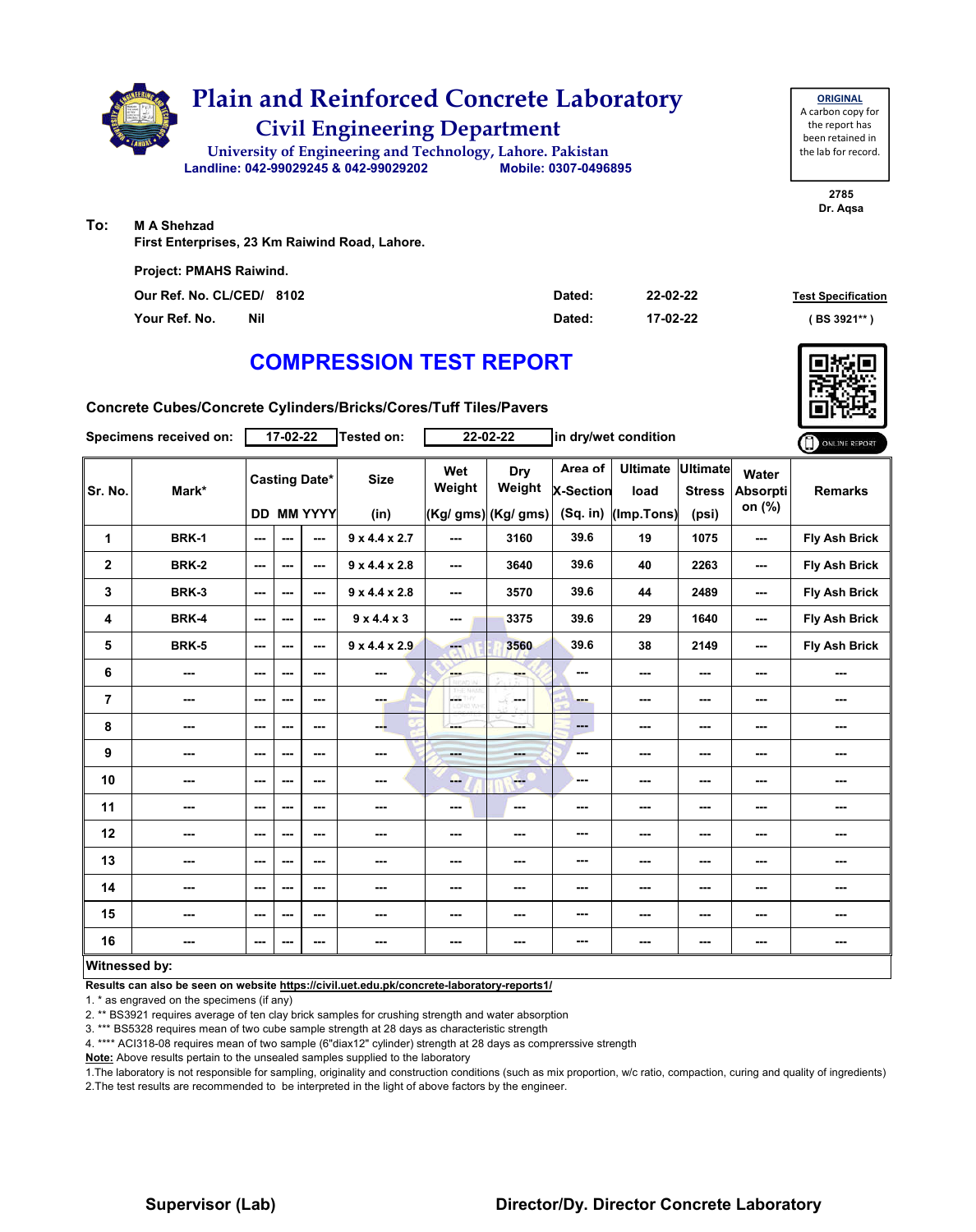# Plain and Reinforced Concrete Laboratory

## Civil Engineering Department

University of Engineering and Technology, Lahore. Pakistan

Landline: 042-99029245 & 042-99029202 Mobile: 0307-0496895

**ORIGINAL**
A carbon copy for the report has been retained in the lab for record.

2785
Dr. Aqsa

**To:** M A Shehzad
First Enterprises, 23 Km Raiwind Road, Lahore.

Project: PMAHS Raiwind.

Our Ref. No. CL/CED/ 8102 Dated: 22-02-22

Your Ref. No. Nil Dated: 17-02-22

Test Specification ( BS 3921** )

# COMPRESSION TEST REPORT

**Concrete Cubes/Concrete Cylinders/Bricks/Cores/Tuff Tiles/Pavers**

Specimens received on: 17-02-22 Tested on: 22-02-22 in dry/wet condition

| Sr. No. | Mark* | Casting Date* | | | Size | Wet Weight | Dry Weight | Area of X-Section | Ultimate load | Ultimate Stress | Water Absorption (%) | Remarks |
|---|---|---|---|---|---|---|---|---|---|---|---|---|
| | | DD | MM | YYYY | (in) | (Kg/ gms) | (Kg/ gms) | (Sq. in) | (Imp.Tons) | (psi) | | |
| 1 | BRK-1 | --- | --- | --- | 9 x 4.4 x 2.7 | --- | 3160 | 39.6 | 19 | 1075 | --- | Fly Ash Brick |
| 2 | BRK-2 | --- | --- | --- | 9 x 4.4 x 2.8 | --- | 3640 | 39.6 | 40 | 2263 | --- | Fly Ash Brick |
| 3 | BRK-3 | --- | --- | --- | 9 x 4.4 x 2.8 | --- | 3570 | 39.6 | 44 | 2489 | --- | Fly Ash Brick |
| 4 | BRK-4 | --- | --- | --- | 9 x 4.4 x 3 | --- | 3375 | 39.6 | 29 | 1640 | --- | Fly Ash Brick |
| 5 | BRK-5 | --- | --- | --- | 9 x 4.4 x 2.9 | --- | 3560 | 39.6 | 38 | 2149 | --- | Fly Ash Brick |
| 6 | --- | --- | --- | --- | --- | --- | --- | --- | --- | --- | --- | --- |
| 7 | --- | --- | --- | --- | --- | --- | --- | --- | --- | --- | --- | --- |
| 8 | --- | --- | --- | --- | --- | --- | --- | --- | --- | --- | --- | --- |
| 9 | --- | --- | --- | --- | --- | --- | --- | --- | --- | --- | --- | --- |
| 10 | --- | --- | --- | --- | --- | --- | --- | --- | --- | --- | --- | --- |
| 11 | --- | --- | --- | --- | --- | --- | --- | --- | --- | --- | --- | --- |
| 12 | --- | --- | --- | --- | --- | --- | --- | --- | --- | --- | --- | --- |
| 13 | --- | --- | --- | --- | --- | --- | --- | --- | --- | --- | --- | --- |
| 14 | --- | --- | --- | --- | --- | --- | --- | --- | --- | --- | --- | --- |
| 15 | --- | --- | --- | --- | --- | --- | --- | --- | --- | --- | --- | --- |
| 16 | --- | --- | --- | --- | --- | --- | --- | --- | --- | --- | --- | --- |

**Witnessed by:**

**Results can also be seen on website https://civil.uet.edu.pk/concrete-laboratory-reports1/**

1. * as engraved on the specimens (if any)
2. ** BS3921 requires average of ten clay brick samples for crushing strength and water absorption
3. *** BS5328 requires mean of two cube sample strength at 28 days as characteristic strength
4. **** ACI318-08 requires mean of two sample (6"diax12" cylinder) strength at 28 days as comprerssive strength

**Note:** Above results pertain to the unsealed samples supplied to the laboratory

1.The laboratory is not responsible for sampling, originality and construction conditions (such as mix proportion, w/c ratio, compaction, curing and quality of ingredients)
2.The test results are recommended to be interpreted in the light of above factors by the engineer.

**Supervisor (Lab)** **Director/Dy. Director Concrete Laboratory**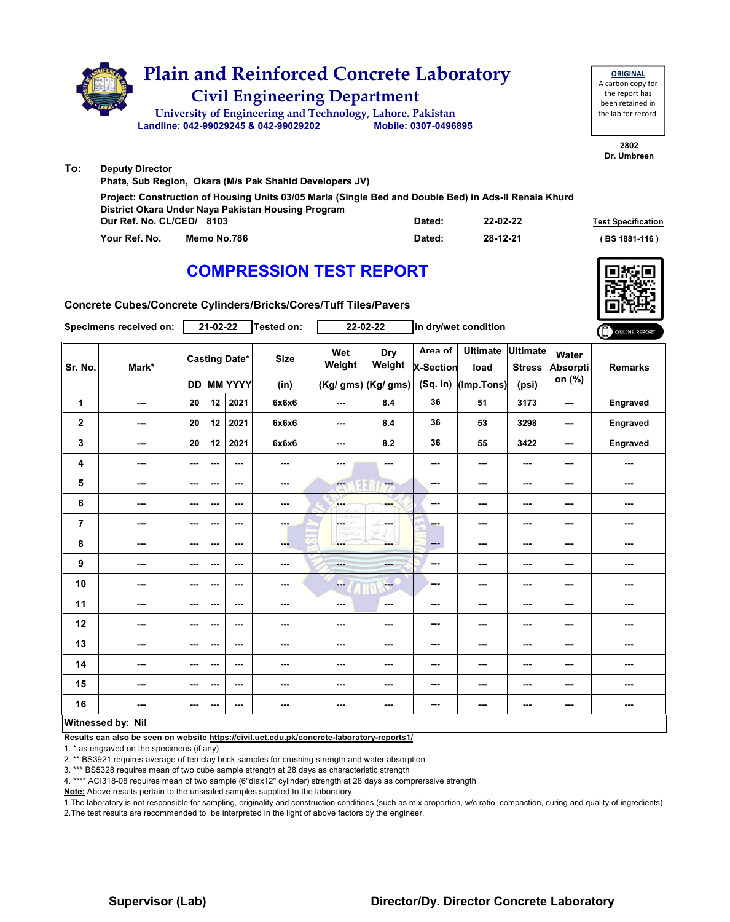# Plain and Reinforced Concrete Laboratory

## Civil Engineering Department

University of Engineering and Technology, Lahore. Pakistan

Landline: 042-99029245 & 042-99029202 Mobile: 0307-0496895

**ORIGINAL**
A carbon copy for the report has been retained in the lab for record.

2802
Dr. Umbreen

**To:** Deputy Director
Phata, Sub Region, Okara (M/s Pak Shahid Developers JV)

Project: Construction of Housing Units 03/05 Marla (Single Bed and Double Bed) in Ads-II Renala Khurd District Okara Under Naya Pakistan Housing Program

Our Ref. No. CL/CED/ 8103 Dated: 22-02-22

Your Ref. No. Memo No.786 Dated: 28-12-21

Test Specification ( BS 1881-116 )

# COMPRESSION TEST REPORT

Concrete Cubes/Concrete Cylinders/Bricks/Cores/Tuff Tiles/Pavers

Specimens received on: 21-02-22 Tested on: 22-02-22 in dry/wet condition

| Sr. No. | Mark* | Casting Date* DD | MM | YYYY | Size (in) | Wet Weight (Kg/ gms) | Dry Weight (Kg/ gms) | Area of X-Section (Sq. in) | Ultimate load (Imp.Tons) | Ultimate Stress (psi) | Water Absorption (%) | Remarks |
|---|---|---|---|---|---|---|---|---|---|---|---|---|
| 1 | --- | 20 | 12 | 2021 | 6x6x6 | --- | 8.4 | 36 | 51 | 3173 | --- | Engraved |
| 2 | --- | 20 | 12 | 2021 | 6x6x6 | --- | 8.4 | 36 | 53 | 3298 | --- | Engraved |
| 3 | --- | 20 | 12 | 2021 | 6x6x6 | --- | 8.2 | 36 | 55 | 3422 | --- | Engraved |
| 4 | --- | --- | --- | --- | --- | --- | --- | --- | --- | --- | --- | --- |
| 5 | --- | --- | --- | --- | --- | --- | --- | --- | --- | --- | --- | --- |
| 6 | --- | --- | --- | --- | --- | --- | --- | --- | --- | --- | --- | --- |
| 7 | --- | --- | --- | --- | --- | --- | --- | --- | --- | --- | --- | --- |
| 8 | --- | --- | --- | --- | --- | --- | --- | --- | --- | --- | --- | --- |
| 9 | --- | --- | --- | --- | --- | --- | --- | --- | --- | --- | --- | --- |
| 10 | --- | --- | --- | --- | --- | --- | --- | --- | --- | --- | --- | --- |
| 11 | --- | --- | --- | --- | --- | --- | --- | --- | --- | --- | --- | --- |
| 12 | --- | --- | --- | --- | --- | --- | --- | --- | --- | --- | --- | --- |
| 13 | --- | --- | --- | --- | --- | --- | --- | --- | --- | --- | --- | --- |
| 14 | --- | --- | --- | --- | --- | --- | --- | --- | --- | --- | --- | --- |
| 15 | --- | --- | --- | --- | --- | --- | --- | --- | --- | --- | --- | --- |
| 16 | --- | --- | --- | --- | --- | --- | --- | --- | --- | --- | --- | --- |

**Witnessed by: Nil**

**Results can also be seen on website https://civil.uet.edu.pk/concrete-laboratory-reports1/**

1. * as engraved on the specimens (if any)
2. ** BS3921 requires average of ten clay brick samples for crushing strength and water absorption
3. *** BS5328 requires mean of two cube sample strength at 28 days as characteristic strength
4. **** ACI318-08 requires mean of two sample (6"diax12" cylinder) strength at 28 days as comprerssive strength

**Note:** Above results pertain to the unsealed samples supplied to the laboratory

1.The laboratory is not responsible for sampling, originality and construction conditions (such as mix proportion, w/c ratio, compaction, curing and quality of ingredients)
2.The test results are recommended to be interpreted in the light of above factors by the engineer.

**Supervisor (Lab)** **Director/Dy. Director Concrete Laboratory**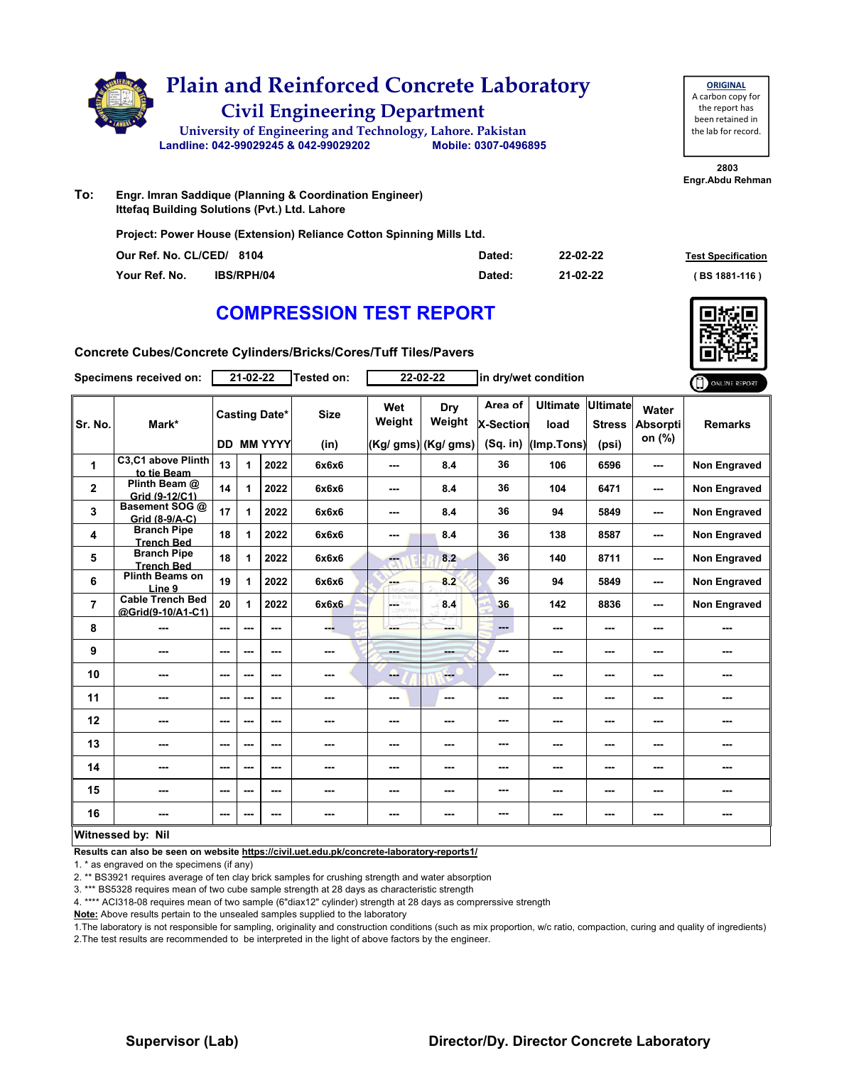# Plain and Reinforced Concrete Laboratory

## Civil Engineering Department

University of Engineering and Technology, Lahore. Pakistan

Landline: 042-99029245 & 042-99029202 Mobile: 0307-0496895

**ORIGINAL**
A carbon copy for the report has been retained in the lab for record.

2803
Engr.Abdu Rehman

**To:** Engr. Imran Saddique (Planning & Coordination Engineer)
Ittefaq Building Solutions (Pvt.) Ltd. Lahore

Project: Power House (Extension) Reliance Cotton Spinning Mills Ltd.

Our Ref. No. CL/CED/ 8104 Dated: 22-02-22

Your Ref. No. IBS/RPH/04 Dated: 21-02-22

Test Specification ( BS 1881-116 )

## COMPRESSION TEST REPORT

Concrete Cubes/Concrete Cylinders/Bricks/Cores/Tuff Tiles/Pavers

Specimens received on: 21-02-22 Tested on: 22-02-22 in dry/wet condition

ONLINE REPORT

| Sr. No. | Mark* | Casting Date* DD | MM | YYYY | Size (in) | Wet Weight (Kg/ gms) | Dry Weight (Kg/ gms) | Area of X-Section (Sq. in) | Ultimate load (Imp.Tons) | Ultimate Stress (psi) | Water Absorption (%) | Remarks |
|---|---|---|---|---|---|---|---|---|---|---|---|---|
| 1 | C3,C1 above Plinth to tie Beam | 13 | 1 | 2022 | 6x6x6 | --- | 8.4 | 36 | 106 | 6596 | --- | Non Engraved |
| 2 | Plinth Beam @ Grid (9-12/C1) | 14 | 1 | 2022 | 6x6x6 | --- | 8.4 | 36 | 104 | 6471 | --- | Non Engraved |
| 3 | Basement SOG @ Grid (8-9/A-C) | 17 | 1 | 2022 | 6x6x6 | --- | 8.4 | 36 | 94 | 5849 | --- | Non Engraved |
| 4 | Branch Pipe Trench Bed | 18 | 1 | 2022 | 6x6x6 | --- | 8.4 | 36 | 138 | 8587 | --- | Non Engraved |
| 5 | Branch Pipe Trench Bed | 18 | 1 | 2022 | 6x6x6 | --- | 8.2 | 36 | 140 | 8711 | --- | Non Engraved |
| 6 | Plinth Beams on Line 9 | 19 | 1 | 2022 | 6x6x6 | --- | 8.2 | 36 | 94 | 5849 | --- | Non Engraved |
| 7 | Cable Trench Bed @Grid(9-10/A1-C1) | 20 | 1 | 2022 | 6x6x6 | --- | 8.4 | 36 | 142 | 8836 | --- | Non Engraved |
| 8 | --- | --- | --- | --- | --- | --- | --- | --- | --- | --- | --- | --- |
| 9 | --- | --- | --- | --- | --- | --- | --- | --- | --- | --- | --- | --- |
| 10 | --- | --- | --- | --- | --- | --- | --- | --- | --- | --- | --- | --- |
| 11 | --- | --- | --- | --- | --- | --- | --- | --- | --- | --- | --- | --- |
| 12 | --- | --- | --- | --- | --- | --- | --- | --- | --- | --- | --- | --- |
| 13 | --- | --- | --- | --- | --- | --- | --- | --- | --- | --- | --- | --- |
| 14 | --- | --- | --- | --- | --- | --- | --- | --- | --- | --- | --- | --- |
| 15 | --- | --- | --- | --- | --- | --- | --- | --- | --- | --- | --- | --- |
| 16 | --- | --- | --- | --- | --- | --- | --- | --- | --- | --- | --- | --- |

**Witnessed by: Nil**

**Results can also be seen on website https://civil.uet.edu.pk/concrete-laboratory-reports1/**

1. * as engraved on the specimens (if any)
2. ** BS3921 requires average of ten clay brick samples for crushing strength and water absorption
3. *** BS5328 requires mean of two cube sample strength at 28 days as characteristic strength
4. **** ACI318-08 requires mean of two sample (6"diax12" cylinder) strength at 28 days as comprerssive strength

**Note:** Above results pertain to the unsealed samples supplied to the laboratory

1. The laboratory is not responsible for sampling, originality and construction conditions (such as mix proportion, w/c ratio, compaction, curing and quality of ingredients)
2. The test results are recommended to be interpreted in the light of above factors by the engineer.

**Supervisor (Lab)** **Director/Dy. Director Concrete Laboratory**